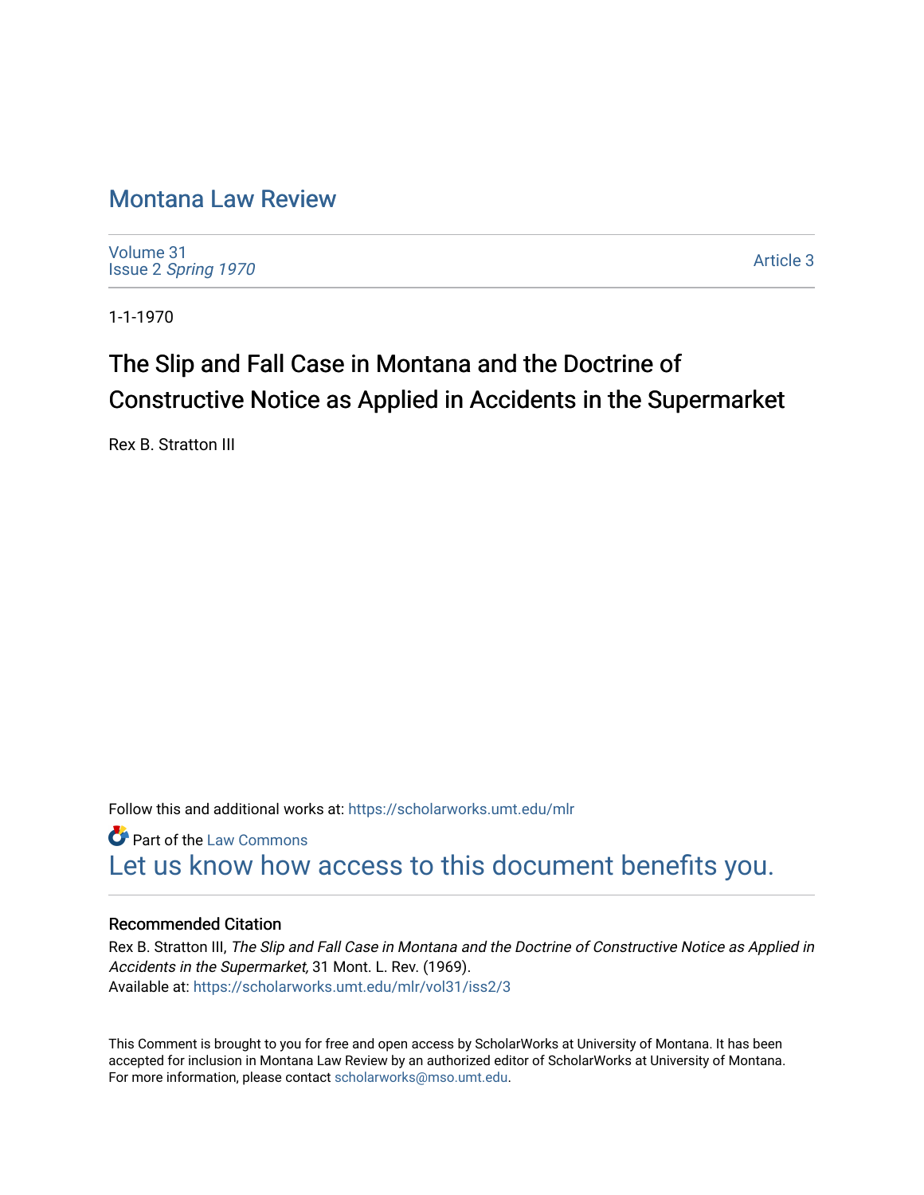# Montana Law Review

Volume 31
Issue 2 *Spring 1970*

Article 3

1-1-1970

## The Slip and Fall Case in Montana and the Doctrine of Constructive Notice as Applied in Accidents in the Supermarket

Rex B. Stratton III

Follow this and additional works at: https://scholarworks.umt.edu/mlr

Part of the Law Commons

Let us know how access to this document benefits you.

### Recommended Citation

Rex B. Stratton III, *The Slip and Fall Case in Montana and the Doctrine of Constructive Notice as Applied in Accidents in the Supermarket,* 31 Mont. L. Rev. (1969).
Available at: https://scholarworks.umt.edu/mlr/vol31/iss2/3

This Comment is brought to you for free and open access by ScholarWorks at University of Montana. It has been accepted for inclusion in Montana Law Review by an authorized editor of ScholarWorks at University of Montana. For more information, please contact scholarworks@mso.umt.edu.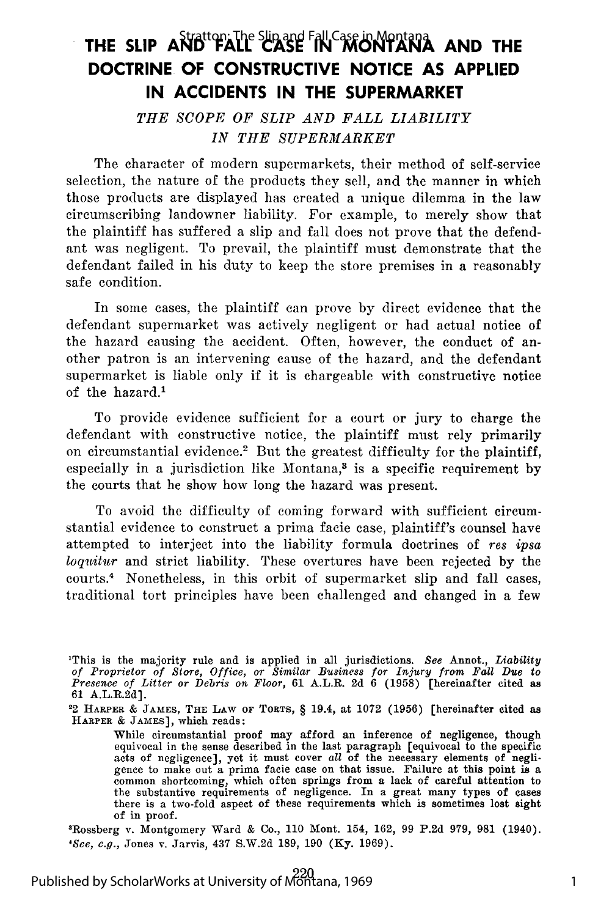# THE SLIP AND FALL CASE IN MONTANA AND THE DOCTRINE OF CONSTRUCTIVE NOTICE AS APPLIED IN ACCIDENTS IN THE SUPERMARKET

## *THE SCOPE OF SLIP AND FALL LIABILITY IN THE SUPERMARKET*

The character of modern supermarkets, their method of self-service selection, the nature of the products they sell, and the manner in which those products are displayed has created a unique dilemma in the law circumscribing landowner liability. For example, to merely show that the plaintiff has suffered a slip and fall does not prove that the defendant was negligent. To prevail, the plaintiff must demonstrate that the defendant failed in his duty to keep the store premises in a reasonably safe condition.

In some cases, the plaintiff can prove by direct evidence that the defendant supermarket was actively negligent or had actual notice of the hazard causing the accident. Often, however, the conduct of another patron is an intervening cause of the hazard, and the defendant supermarket is liable only if it is chargeable with constructive notice of the hazard.[1]

To provide evidence sufficient for a court or jury to charge the defendant with constructive notice, the plaintiff must rely primarily on circumstantial evidence.[2] But the greatest difficulty for the plaintiff, especially in a jurisdiction like Montana,[3] is a specific requirement by the courts that he show how long the hazard was present.

To avoid the difficulty of coming forward with sufficient circumstantial evidence to construct a prima facie case, plaintiff's counsel have attempted to interject into the liability formula doctrines of *res ipsa loquitur* and strict liability. These overtures have been rejected by the courts.[4] Nonetheless, in this orbit of supermarket slip and fall cases, traditional tort principles have been challenged and changed in a few

---

[1]This is the majority rule and is applied in all jurisdictions. *See* Annot., *Liability of Proprietor of Store, Office, or Similar Business for Injury from Fall Due to Presence of Litter or Debris on Floor*, 61 A.L.R. 2d 6 (1958) [hereinafter cited as 61 A.L.R.2d].

[2]2 HARPER & JAMES, THE LAW OF TORTS, § 19.4, at 1072 (1956) [hereinafter cited as HARPER & JAMES], which reads:

> While circumstantial proof may afford an inference of negligence, though equivocal in the sense described in the last paragraph [equivocal to the specific acts of negligence], yet it must cover *all* of the necessary elements of negligence to make out a prima facie case on that issue. Failure at this point is a common shortcoming, which often springs from a lack of careful attention to the substantive requirements of negligence. In a great many types of cases there is a two-fold aspect of these requirements which is sometimes lost sight of in proof.

[3]Rossberg v. Montgomery Ward & Co., 110 Mont. 154, 162, 99 P.2d 979, 981 (1940).

[4]*See, e.g.*, Jones v. Jarvis, 437 S.W.2d 189, 190 (Ky. 1969).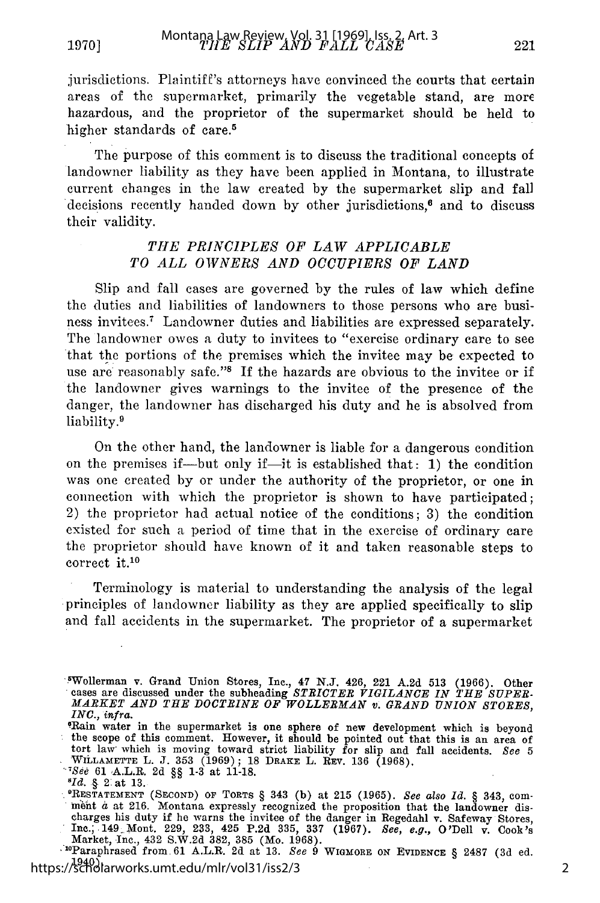jurisdictions. Plaintiff's attorneys have convinced the courts that certain areas of the supermarket, primarily the vegetable stand, are more hazardous, and the proprietor of the supermarket should be held to higher standards of care.[5]

The purpose of this comment is to discuss the traditional concepts of landowner liability as they have been applied in Montana, to illustrate current changes in the law created by the supermarket slip and fall decisions recently handed down by other jurisdictions,[6] and to discuss their validity.

## *THE PRINCIPLES OF LAW APPLICABLE TO ALL OWNERS AND OCCUPIERS OF LAND*

Slip and fall cases are governed by the rules of law which define the duties and liabilities of landowners to those persons who are business invitees.[7] Landowner duties and liabilities are expressed separately. The landowner owes a duty to invitees to "exercise ordinary care to see that the portions of the premises which the invitee may be expected to use are reasonably safe."[8] If the hazards are obvious to the invitee or if the landowner gives warnings to the invitee of the presence of the danger, the landowner has discharged his duty and he is absolved from liability.[9]

On the other hand, the landowner is liable for a dangerous condition on the premises if—but only if—it is established that: 1) the condition was one created by or under the authority of the proprietor, or one in connection with which the proprietor is shown to have participated; 2) the proprietor had actual notice of the conditions; 3) the condition existed for such a period of time that in the exercise of ordinary care the proprietor should have known of it and taken reasonable steps to correct it.[10]

Terminology is material to understanding the analysis of the legal principles of landowner liability as they are applied specifically to slip and fall accidents in the supermarket. The proprietor of a supermarket

---

[5] Wollerman v. Grand Union Stores, Inc., 47 N.J. 426, 221 A.2d 513 (1966). Other cases are discussed under the subheading *STRICTER VIGILANCE IN THE SUPERMARKET AND THE DOCTRINE OF WOLLERMAN v. GRAND UNION STORES, INC., infra.*

[6] Rain water in the supermarket is one sphere of new development which is beyond the scope of this comment. However, it should be pointed out that this is an area of tort law which is moving toward strict liability for slip and fall accidents. *See* 5 WILLAMETTE L. J. 353 (1969); 18 DRAKE L. REV. 136 (1968).

[7] *See* 61 A.L.R. 2d §§ 1-3 at 11-18.

[8] *Id.* § 2 at 13.

[9] RESTATEMENT (SECOND) OF TORTS § 343 (b) at 215 (1965). *See also Id.* § 343, comment *a* at 216. Montana expressly recognized the proposition that the landowner discharges his duty if he warns the invitee of the danger in Regedahl v. Safeway Stores, Inc., 149 Mont. 229, 233, 425 P.2d 335, 337 (1967). *See, e.g.,* O'Dell v. Cook's Market, Inc., 432 S.W.2d 382, 385 (Mo. 1968).

[10] Paraphrased from 61 A.L.R. 2d at 13. *See* 9 WIGMORE ON EVIDENCE § 2487 (3d ed. 1940).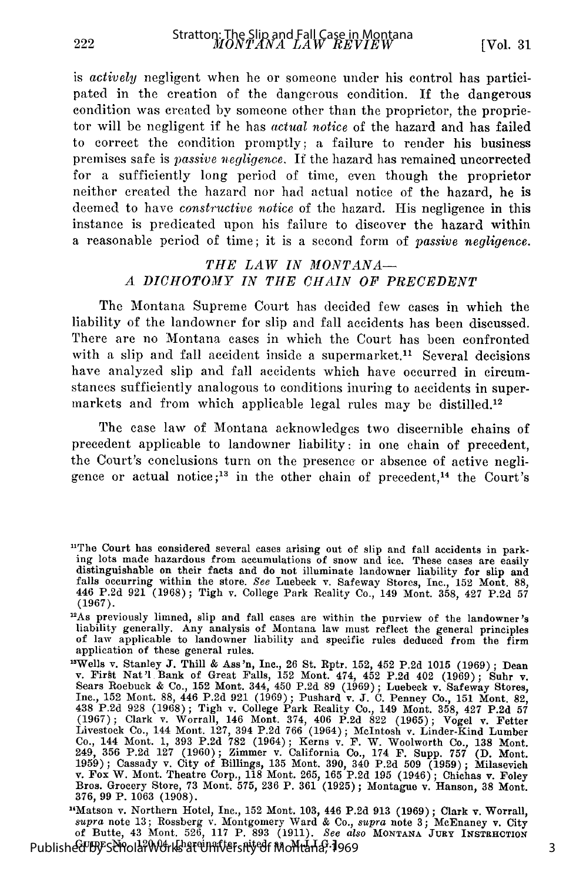is *actively* negligent when he or someone under his control has participated in the creation of the dangerous condition. If the dangerous condition was created by someone other than the proprietor, the proprietor will be negligent if he has *actual notice* of the hazard and has failed to correct the condition promptly; a failure to render his business premises safe is *passive negligence*. If the hazard has remained uncorrected for a sufficiently long period of time, even though the proprietor neither created the hazard nor had actual notice of the hazard, he is deemed to have *constructive notice* of the hazard. His negligence in this instance is predicated upon his failure to discover the hazard within a reasonable period of time; it is a second form of *passive negligence*.

## *THE LAW IN MONTANA— A DICHOTOMY IN THE CHAIN OF PRECEDENT*

The Montana Supreme Court has decided few cases in which the liability of the landowner for slip and fall accidents has been discussed. There are no Montana cases in which the Court has been confronted with a slip and fall accident inside a supermarket.[11] Several decisions have analyzed slip and fall accidents which have occurred in circumstances sufficiently analogous to conditions inuring to accidents in supermarkets and from which applicable legal rules may be distilled.[12]

The case law of Montana acknowledges two discernible chains of precedent applicable to landowner liability: in one chain of precedent, the Court's conclusions turn on the presence or absence of active negligence or actual notice;[13] in the other chain of precedent,[14] the Court's

---

[11]The Court has considered several cases arising out of slip and fall accidents in parking lots made hazardous from accumulations of snow and ice. These cases are easily distinguishable on their facts and do not illuminate landowner liability for slip and falls occurring within the store. *See* Luebeck v. Safeway Stores, Inc., 152 Mont. 88, 446 P.2d 921 (1968); Tigh v. College Park Realty Co., 149 Mont. 358, 427 P.2d 57 (1967).

[12]As previously limned, slip and fall cases are within the purview of the landowner's liability generally. Any analysis of Montana law must reflect the general principles of law applicable to landowner liability and specific rules deduced from the firm application of these general rules.

[13]Wells v. Stanley J. Thill & Ass'n, Inc., 26 St. Rptr. 152, 452 P.2d 1015 (1969); Dean v. First Nat'l Bank of Great Falls, 152 Mont. 474, 452 P.2d 402 (1969); Suhr v. Sears Roebuck & Co., 152 Mont. 344, 450 P.2d 89 (1969); Luebeck v. Safeway Stores, Inc., 152 Mont. 88, 446 P.2d 921 (1969); Pushard v. J. C. Penney Co., 151 Mont. 82, 438 P.2d 928 (1968); Tigh v. College Park Realty Co., 149 Mont. 358, 427 P.2d 57 (1967); Clark v. Worrall, 146 Mont. 374, 406 P.2d 822 (1965); Vogel v. Fetter Livestock Co., 144 Mont. 127, 394 P.2d 766 (1964); McIntosh v. Linder-Kind Lumber Co., 144 Mont. 1, 393 P.2d 782 (1964); Kerns v. F. W. Woolworth Co., 138 Mont. 249, 356 P.2d 127 (1960); Zimmer v. California Co., 174 F. Supp. 757 (D. Mont. 1959); Cassady v. City of Billings, 135 Mont. 390, 340 P.2d 509 (1959); Milasevich v. Fox W. Mont. Theatre Corp., 118 Mont. 265, 165 P.2d 195 (1946); Chichas v. Foley Bros. Grocery Store, 73 Mont. 575, 236 P. 361 (1925); Montague v. Hanson, 38 Mont. 376, 99 P. 1063 (1908).

[14]Matson v. Northern Hotel, Inc., 152 Mont. 103, 446 P.2d 913 (1969); Clark v. Worrall, *supra* note 13; Rossberg v. Montgomery Ward & Co., *supra* note 3; McEnaney v. City of Butte, 43 Mont. 526, 117 P. 893 (1911). *See also* MONTANA JURY INSTRUCTION GUIDE No. 120.04 [hereinafter cited as M.J.I.G.].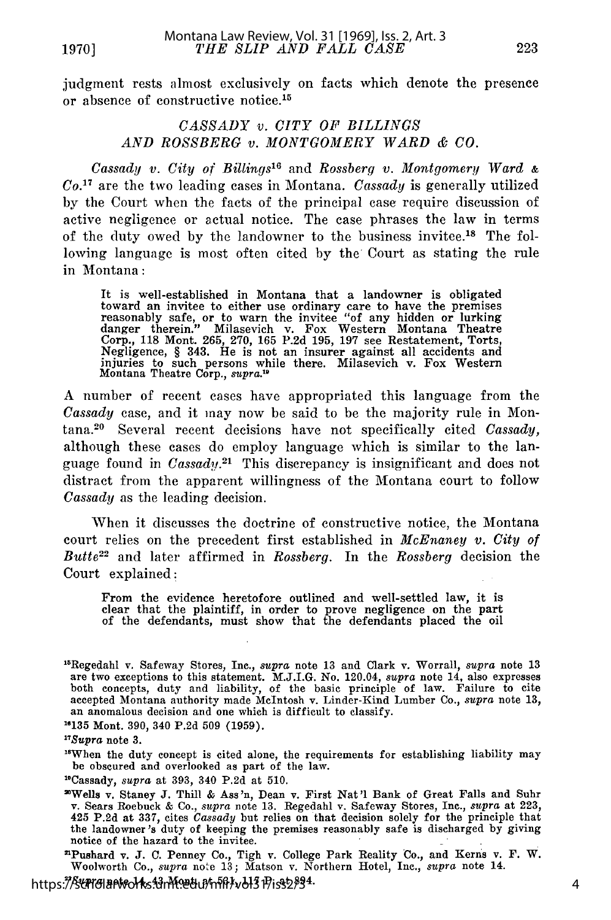judgment rests almost exclusively on facts which denote the presence or absence of constructive notice.[15]

### *CASSADY v. CITY OF BILLINGS AND ROSSBERG v. MONTGOMERY WARD & CO.*

*Cassady v. City of Billings*[16] and *Rossberg v. Montgomery Ward & Co.*[17] are the two leading cases in Montana. *Cassady* is generally utilized by the Court when the facts of the principal case require discussion of active negligence or actual notice. The case phrases the law in terms of the duty owed by the landowner to the business invitee.[18] The following language is most often cited by the Court as stating the rule in Montana:

> It is well-established in Montana that a landowner is obligated toward an invitee to either use ordinary care to have the premises reasonably safe, or to warn the invitee "of any hidden or lurking danger therein." Milasevich v. Fox Western Montana Theatre Corp., 118 Mont. 265, 270, 165 P.2d 195, 197 see Restatement, Torts, Negligence, § 343. He is not an insurer against all accidents and injuries to such persons while there. Milasevich v. Fox Western Montana Theatre Corp., *supra*.[19]

A number of recent cases have appropriated this language from the *Cassady* case, and it may now be said to be the majority rule in Montana.[20] Several recent decisions have not specifically cited *Cassady*, although these cases do employ language which is similar to the language found in *Cassady*.[21] This discrepancy is insignificant and does not distract from the apparent willingness of the Montana court to follow *Cassady* as the leading decision.

When it discusses the doctrine of constructive notice, the Montana court relies on the precedent first established in *McEnaney v. City of Butte*[22] and later affirmed in *Rossberg*. In the *Rossberg* decision the Court explained:

> From the evidence heretofore outlined and well-settled law, it is clear that the plaintiff, in order to prove negligence on the part of the defendants, must show that the defendants placed the oil

---

[15] Regedahl v. Safeway Stores, Inc., *supra* note 13 and Clark v. Worrall, *supra* note 13 are two exceptions to this statement. M.J.I.G. No. 120.04, *supra* note 14, also expresses both concepts, duty and liability, of the basic principle of law. Failure to cite accepted Montana authority made McIntosh v. Linder-Kind Lumber Co., *supra* note 13, an anomalous decision and one which is difficult to classify.

[16] 135 Mont. 390, 340 P.2d 509 (1959).

[17] *Supra* note 3.

[18] When the duty concept is cited alone, the requirements for establishing liability may be obscured and overlooked as part of the law.

[19] Cassady, *supra* at 393, 340 P.2d at 510.

[20] Wells v. Staney J. Thill & Ass'n, Dean v. First Nat'l Bank of Great Falls and Suhr v. Sears Roebuck & Co., *supra* note 13. Regedahl v. Safeway Stores, Inc., *supra* at 223, 425 P.2d at 337, cites *Cassady* but relies on that decision solely for the principle that the landowner's duty of keeping the premises reasonably safe is discharged by giving notice of the hazard to the invitee.

[21] Pushard v. J. C. Penney Co., Tigh v. College Park Realty Co., and Kerns v. F. W. Woolworth Co., *supra* note 13; Matson v. Northern Hotel, Inc., *supra* note 14.

[22] *Supra* note 14, 43 Mont. at 531, 117 P. at 894.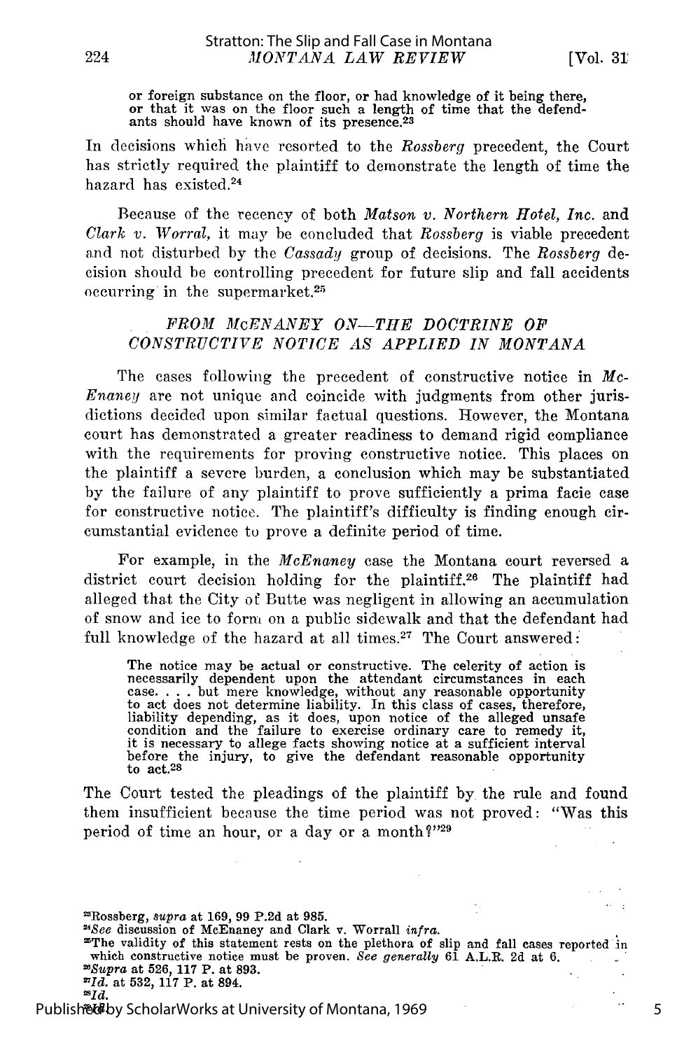> or foreign substance on the floor, or had knowledge of it being there, or that it was on the floor such a length of time that the defendants should have known of its presence.[23]

In decisions which have resorted to the *Rossberg* precedent, the Court has strictly required the plaintiff to demonstrate the length of time the hazard has existed.[24]

Because of the recency of both *Matson v. Northern Hotel, Inc.* and *Clark v. Worral,* it may be concluded that *Rossberg* is viable precedent and not disturbed by the *Cassady* group of decisions. The *Rossberg* decision should be controlling precedent for future slip and fall accidents occurring in the supermarket.[25]

## *FROM McENANEY ON—THE DOCTRINE OF CONSTRUCTIVE NOTICE AS APPLIED IN MONTANA*

The cases following the precedent of constructive notice in *McEnaney* are not unique and coincide with judgments from other jurisdictions decided upon similar factual questions. However, the Montana court has demonstrated a greater readiness to demand rigid compliance with the requirements for proving constructive notice. This places on the plaintiff a severe burden, a conclusion which may be substantiated by the failure of any plaintiff to prove sufficiently a prima facie case for constructive notice. The plaintiff's difficulty is finding enough circumstantial evidence to prove a definite period of time.

For example, in the *McEnaney* case the Montana court reversed a district court decision holding for the plaintiff.[26] The plaintiff had alleged that the City of Butte was negligent in allowing an accumulation of snow and ice to form on a public sidewalk and that the defendant had full knowledge of the hazard at all times.[27] The Court answered:

> The notice may be actual or constructive. The celerity of action is necessarily dependent upon the attendant circumstances in each case. . . . but mere knowledge, without any reasonable opportunity to act does not determine liability. In this class of cases, therefore, liability depending, as it does, upon notice of the alleged unsafe condition and the failure to exercise ordinary care to remedy it, it is necessary to allege facts showing notice at a sufficient interval before the injury, to give the defendant reasonable opportunity to act.[28]

The Court tested the pleadings of the plaintiff by the rule and found them insufficient because the time period was not proved: "Was this period of time an hour, or a day or a month?"[29]

---

[23] Rossberg, *supra* at 169, 99 P.2d at 985.

[24] *See* discussion of McEnaney and Clark v. Worrall *infra*.

[25] The validity of this statement rests on the plethora of slip and fall cases reported in which constructive notice must be proven. *See generally* 61 A.L.R. 2d at 6.

[26] *Supra* at 526, 117 P. at 893.

[27] *Id.* at 532, 117 P. at 894.

[28] *Id.*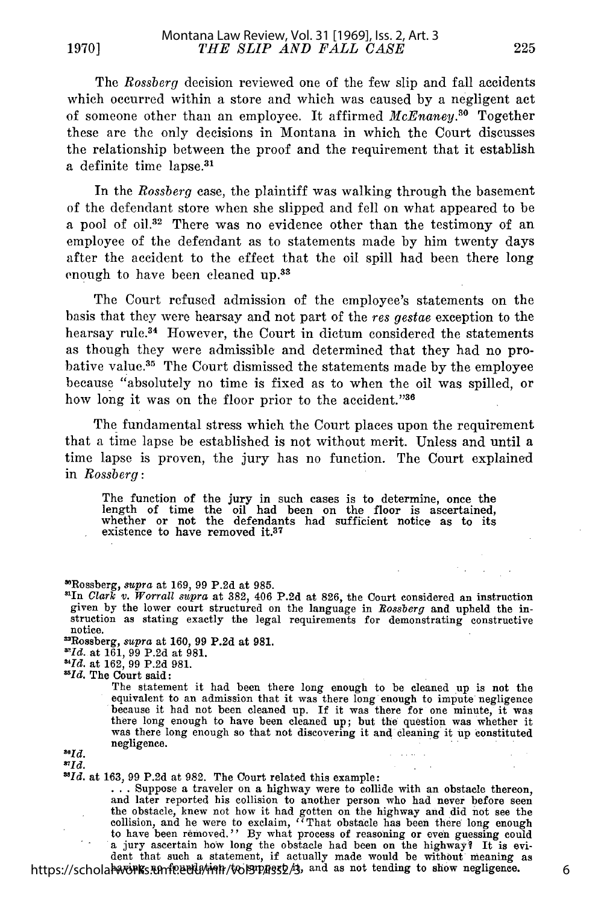The *Rossberg* decision reviewed one of the few slip and fall accidents which occurred within a store and which was caused by a negligent act of someone other than an employee. It affirmed *McEnaney*.[30] Together these are the only decisions in Montana in which the Court discusses the relationship between the proof and the requirement that it establish a definite time lapse.[31]

In the *Rossberg* case, the plaintiff was walking through the basement of the defendant store when she slipped and fell on what appeared to be a pool of oil.[32] There was no evidence other than the testimony of an employee of the defendant as to statements made by him twenty days after the accident to the effect that the oil spill had been there long enough to have been cleaned up.[33]

The Court refused admission of the employee's statements on the basis that they were hearsay and not part of the *res gestae* exception to the hearsay rule.[34] However, the Court in dictum considered the statements as though they were admissible and determined that they had no probative value.[35] The Court dismissed the statements made by the employee because "absolutely no time is fixed as to when the oil was spilled, or how long it was on the floor prior to the accident."[36]

The fundamental stress which the Court places upon the requirement that a time lapse be established is not without merit. Unless and until a time lapse is proven, the jury has no function. The Court explained in *Rossberg*:

> The function of the jury in such cases is to determine, once the length of time the oil had been on the floor is ascertained, whether or not the defendants had sufficient notice as to its existence to have removed it.[37]

---

[30]Rossberg, *supra* at 169, 99 P.2d at 985.

[31]In *Clark v. Worrall supra* at 382, 406 P.2d at 826, the Court considered an instruction given by the lower court structured on the language in *Rossberg* and upheld the instruction as stating exactly the legal requirements for demonstrating constructive notice.

[32]Rossberg, *supra* at 160, 99 P.2d at 981.

[33]*Id.* at 161, 99 P.2d at 981.

[34]*Id.* at 162, 99 P.2d 981.

[35]*Id.* The Court said:

> The statement it had been there long enough to be cleaned up is not the equivalent to an admission that it was there long enough to impute negligence because it had not been cleaned up. If it was there for one minute, it was there long enough to have been cleaned up; but the question was whether it was there long enough so that not discovering it and cleaning it up constituted negligence.

[36]*Id.*

[37]*Id.*

[38]*Id.* at 163, 99 P.2d at 982. The Court related this example:

> . . . Suppose a traveler on a highway were to collide with an obstacle thereon, and later reported his collision to another person who had never before seen the obstacle, knew not how it had gotten on the highway and did not see the collision, and he were to exclaim, "That obstacle has been there long enough to have been removed." By what process of reasoning or even guessing could a jury ascertain how long the obstacle had been on the highway? It is evident that such a statement, if actually made would be without meaning as having no foundation to support it, and as not tending to show negligence.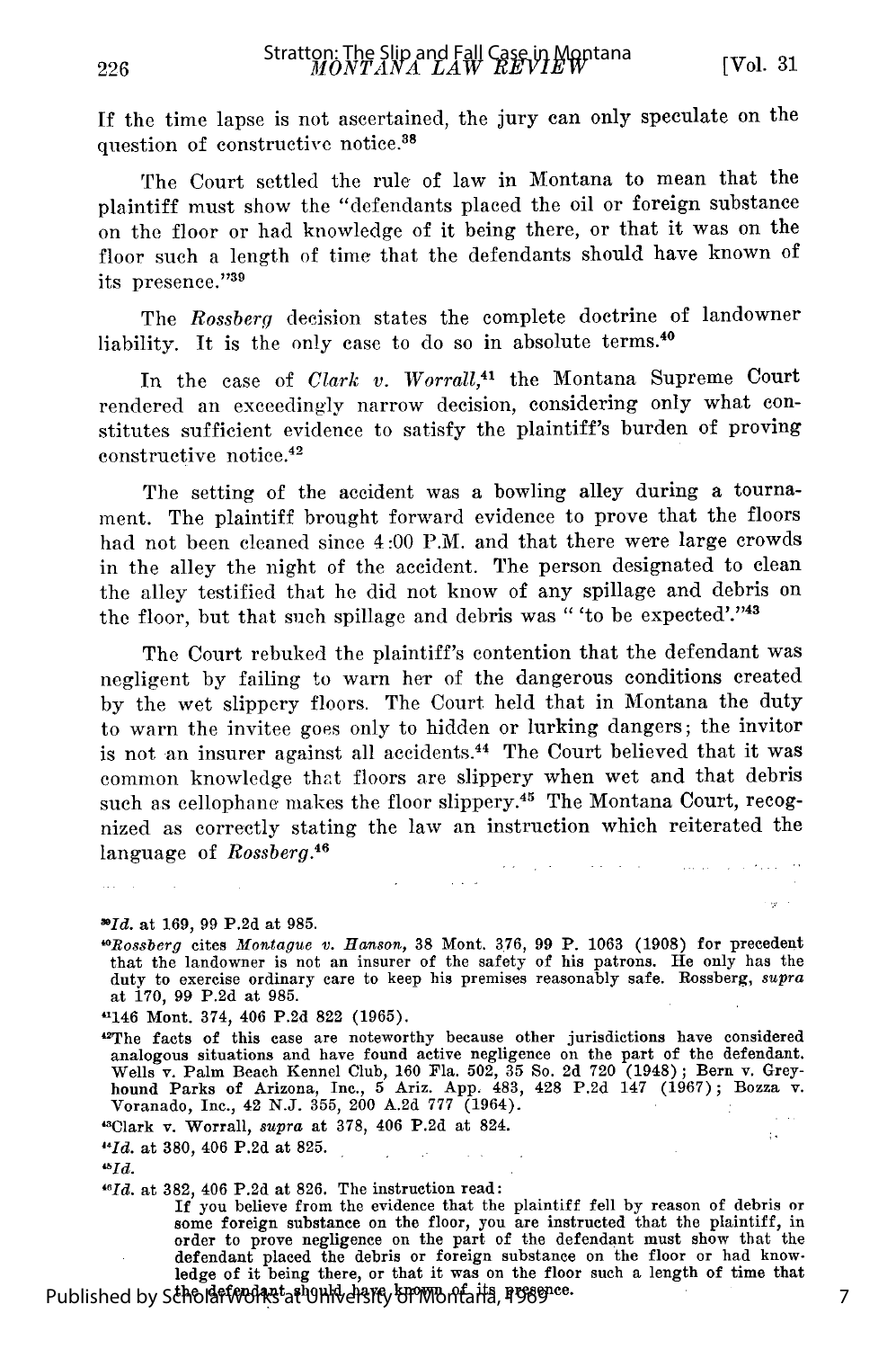If the time lapse is not ascertained, the jury can only speculate on the question of constructive notice.[38]

The Court settled the rule of law in Montana to mean that the plaintiff must show the "defendants placed the oil or foreign substance on the floor or had knowledge of it being there, or that it was on the floor such a length of time that the defendants should have known of its presence."[39]

The *Rossberg* decision states the complete doctrine of landowner liability. It is the only case to do so in absolute terms.[40]

In the case of *Clark v. Worrall*,[41] the Montana Supreme Court rendered an exceedingly narrow decision, considering only what constitutes sufficient evidence to satisfy the plaintiff's burden of proving constructive notice.[42]

The setting of the accident was a bowling alley during a tournament. The plaintiff brought forward evidence to prove that the floors had not been cleaned since 4:00 P.M. and that there were large crowds in the alley the night of the accident. The person designated to clean the alley testified that he did not know of any spillage and debris on the floor, but that such spillage and debris was " 'to be expected'."[43]

The Court rebuked the plaintiff's contention that the defendant was negligent by failing to warn her of the dangerous conditions created by the wet slippery floors. The Court held that in Montana the duty to warn the invitee goes only to hidden or lurking dangers; the invitor is not an insurer against all accidents.[44] The Court believed that it was common knowledge that floors are slippery when wet and that debris such as cellophane makes the floor slippery.[45] The Montana Court, recognized as correctly stating the law an instruction which reiterated the language of *Rossberg*.[46]

---

[39] *Id.* at 169, 99 P.2d at 985.

[40] *Rossberg* cites *Montague v. Hanson*, 38 Mont. 376, 99 P. 1063 (1908) for precedent that the landowner is not an insurer of the safety of his patrons. He only has the duty to exercise ordinary care to keep his premises reasonably safe. Rossberg, *supra* at 170, 99 P.2d at 985.

[41] 146 Mont. 374, 406 P.2d 822 (1965).

[42] The facts of this case are noteworthy because other jurisdictions have considered analogous situations and have found active negligence on the part of the defendant. Wells v. Palm Beach Kennel Club, 160 Fla. 502, 35 So. 2d 720 (1948); Bern v. Greyhound Parks of Arizona, Inc., 5 Ariz. App. 483, 428 P.2d 147 (1967); Bozza v. Voranado, Inc., 42 N.J. 355, 200 A.2d 777 (1964).

[43] Clark v. Worrall, *supra* at 378, 406 P.2d at 824.

[44] *Id.* at 380, 406 P.2d at 825.

[45] *Id.*

[46] *Id.* at 382, 406 P.2d at 826. The instruction read:

> If you believe from the evidence that the plaintiff fell by reason of debris or some foreign substance on the floor, you are instructed that the plaintiff, in order to prove negligence on the part of the defendant must show that the defendant placed the debris or foreign substance on the floor or had knowledge of it being there, or that it was on the floor such a length of time that the defendant should have known of its presence.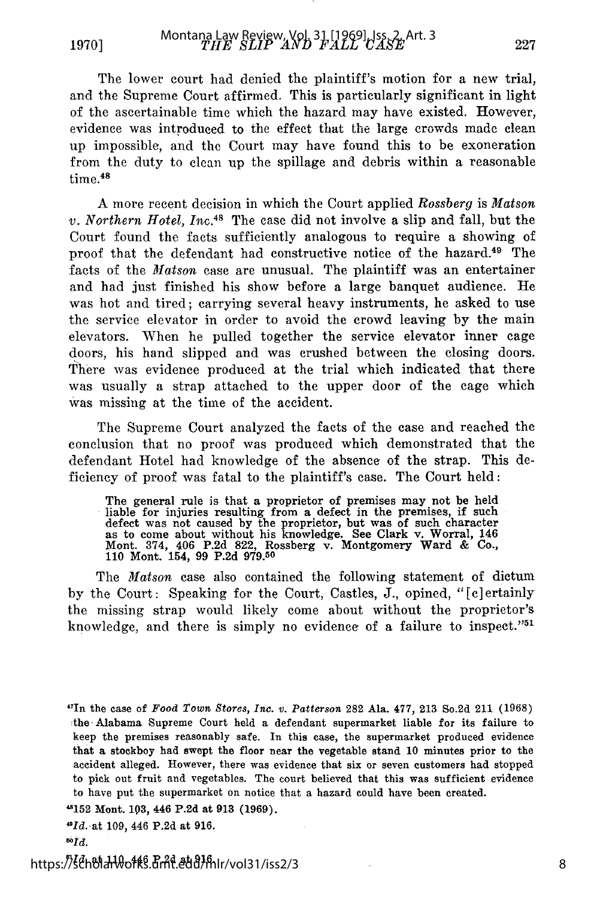The lower court had denied the plaintiff's motion for a new trial, and the Supreme Court affirmed. This is particularly significant in light of the ascertainable time which the hazard may have existed. However, evidence was introduced to the effect that the large crowds made clean up impossible, and the Court may have found this to be exoneration from the duty to clean up the spillage and debris within a reasonable time.[48]

A more recent decision in which the Court applied *Rossberg* is *Matson v. Northern Hotel, Inc.*[48] The case did not involve a slip and fall, but the Court found the facts sufficiently analogous to require a showing of proof that the defendant had constructive notice of the hazard.[49] The facts of the *Matson* case are unusual. The plaintiff was an entertainer and had just finished his show before a large banquet audience. He was hot and tired; carrying several heavy instruments, he asked to use the service elevator in order to avoid the crowd leaving by the main elevators. When he pulled together the service elevator inner cage doors, his hand slipped and was crushed between the closing doors. There was evidence produced at the trial which indicated that there was usually a strap attached to the upper door of the cage which was missing at the time of the accident.

The Supreme Court analyzed the facts of the case and reached the conclusion that no proof was produced which demonstrated that the defendant Hotel had knowledge of the absence of the strap. This deficiency of proof was fatal to the plaintiff's case. The Court held:

> The general rule is that a proprietor of premises may not be held liable for injuries resulting from a defect in the premises, if such defect was not caused by the proprietor, but was of such character as to come about without his knowledge. See Clark v. Worral, 146 Mont. 374, 406 P.2d 822, Rossberg v. Montgomery Ward & Co., 110 Mont. 154, 99 P.2d 979.[50]

The *Matson* case also contained the following statement of dictum by the Court: Speaking for the Court, Castles, J., opined, "[c]ertainly the missing strap would likely come about without the proprietor's knowledge, and there is simply no evidence of a failure to inspect."[51]

---

[47]In the case of *Food Town Stores, Inc. v. Patterson* 282 Ala. 477, 213 So.2d 211 (1968) the Alabama Supreme Court held a defendant supermarket liable for its failure to keep the premises reasonably safe. In this case, the supermarket produced evidence that a stockboy had swept the floor near the vegetable stand 10 minutes prior to the accident alleged. However, there was evidence that six or seven customers had stopped to pick out fruit and vegetables. The court believed that this was sufficient evidence to have put the supermarket on notice that a hazard could have been created.

[48]152 Mont. 103, 446 P.2d at 913 (1969).

[49]*Id.* at 109, 446 P.2d at 916.

[50]*Id.*

[51]*Id.* at 110, 446 P.2d at 916.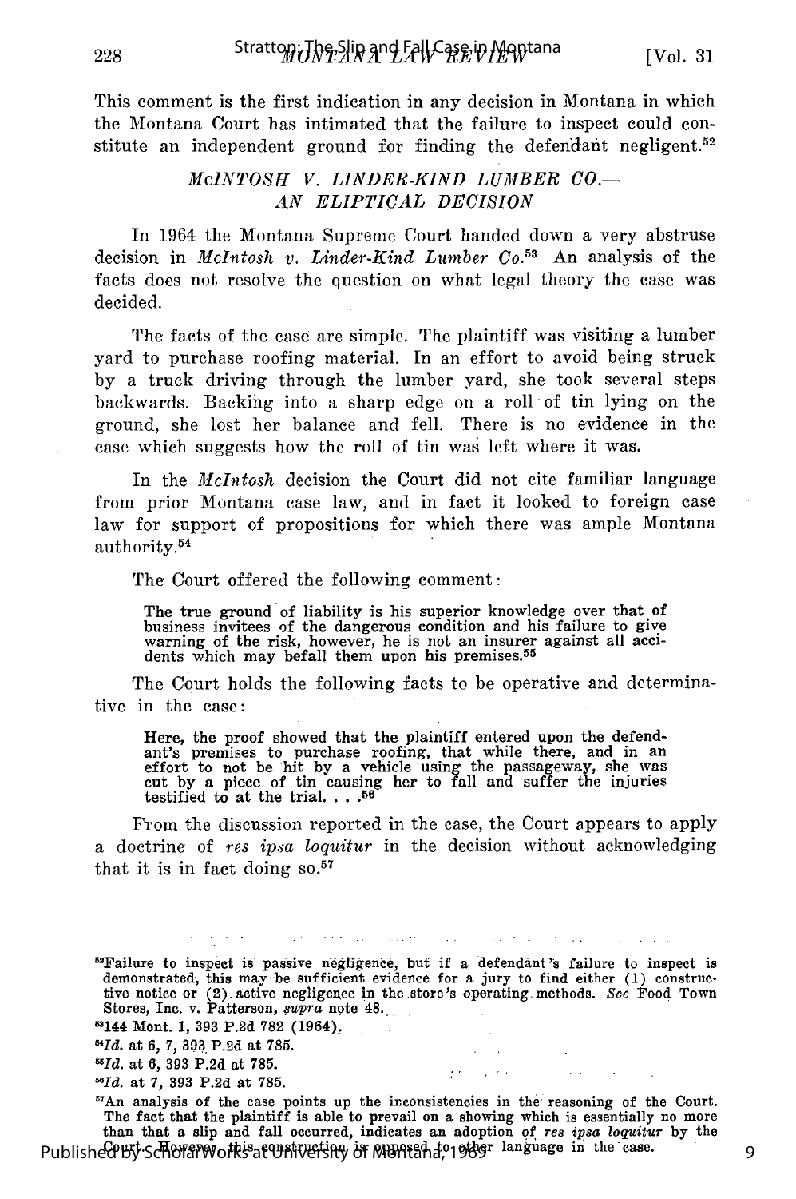This comment is the first indication in any decision in Montana in which the Montana Court has intimated that the failure to inspect could constitute an independent ground for finding the defendant negligent.[52]

## *McINTOSH V. LINDER-KIND LUMBER CO.—AN ELIPTICAL DECISION*

In 1964 the Montana Supreme Court handed down a very abstruse decision in *McIntosh v. Linder-Kind Lumber Co.*[53] An analysis of the facts does not resolve the question on what legal theory the case was decided.

The facts of the case are simple. The plaintiff was visiting a lumber yard to purchase roofing material. In an effort to avoid being struck by a truck driving through the lumber yard, she took several steps backwards. Backing into a sharp edge on a roll of tin lying on the ground, she lost her balance and fell. There is no evidence in the case which suggests how the roll of tin was left where it was.

In the *McIntosh* decision the Court did not cite familiar language from prior Montana case law, and in fact it looked to foreign case law for support of propositions for which there was ample Montana authority.[54]

The Court offered the following comment:

> The true ground of liability is his superior knowledge over that of business invitees of the dangerous condition and his failure to give warning of the risk, however, he is not an insurer against all accidents which may befall them upon his premises.[55]

The Court holds the following facts to be operative and determinative in the case:

> Here, the proof showed that the plaintiff entered upon the defendant's premises to purchase roofing, that while there, and in an effort to not be hit by a vehicle using the passageway, she was cut by a piece of tin causing her to fall and suffer the injuries testified to at the trial. . . .[56]

From the discussion reported in the case, the Court appears to apply a doctrine of *res ipsa loquitur* in the decision without acknowledging that it is in fact doing so.[57]

---

[52]Failure to inspect is passive negligence, but if a defendant's failure to inspect is demonstrated, this may be sufficient evidence for a jury to find either (1) constructive notice or (2) active negligence in the store's operating methods. *See* Food Town Stores, Inc. v. Patterson, *supra* note 48.

[53]144 Mont. 1, 393 P.2d 782 (1964).

[54]*Id.* at 6, 7, 393 P.2d at 785.

[55]*Id.* at 6, 393 P.2d at 785.

[56]*Id.* at 7, 393 P.2d at 785.

[57]An analysis of the case points up the inconsistencies in the reasoning of the Court. The fact that the plaintiff is able to prevail on a showing which is essentially no more than that a slip and fall occurred, indicates an adoption of *res ipsa loquitur* by the Court. However, this construction is opposed to other language in the case.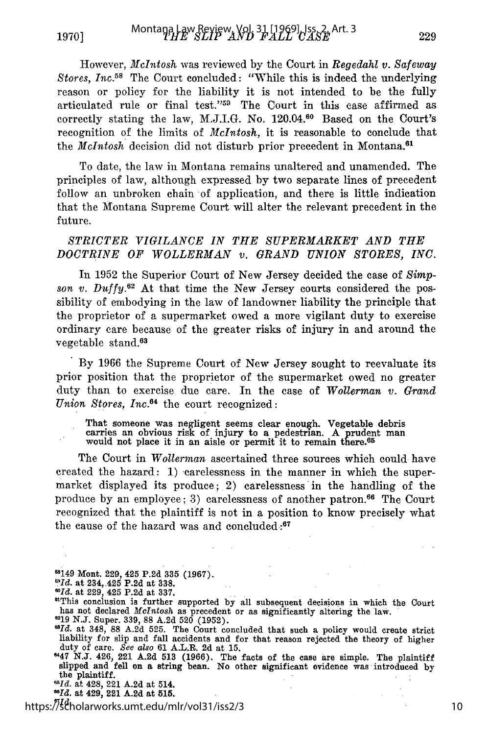However, *McIntosh* was reviewed by the Court in *Regedahl v. Safeway Stores, Inc.*[58] The Court concluded: "While this is indeed the underlying reason or policy for the liability it is not intended to be the fully articulated rule or final test."[59] The Court in this case affirmed as correctly stating the law, M.J.I.G. No. 120.04.[60] Based on the Court's recognition of the limits of *McIntosh,* it is reasonable to conclude that the *McIntosh* decision did not disturb prior precedent in Montana.[61]

To date, the law in Montana remains unaltered and unamended. The principles of law, although expressed by two separate lines of precedent follow an unbroken chain of application, and there is little indication that the Montana Supreme Court will alter the relevant precedent in the future.

### *STRICTER VIGILANCE IN THE SUPERMARKET AND THE DOCTRINE OF WOLLERMAN v. GRAND UNION STORES, INC.*

In 1952 the Superior Court of New Jersey decided the case of *Simpson v. Duffy.*[62] At that time the New Jersey courts considered the possibility of embodying in the law of landowner liability the principle that the proprietor of a supermarket owed a more vigilant duty to exercise ordinary care because of the greater risks of injury in and around the vegetable stand.[63]

By 1966 the Supreme Court of New Jersey sought to reevaluate its prior position that the proprietor of the supermarket owed no greater duty than to exercise due care. In the case of *Wollerman v. Grand Union Stores, Inc.*[64] the court recognized:

> That someone was negligent seems clear enough. Vegetable debris carries an obvious risk of injury to a pedestrian. A prudent man would not place it in an aisle or permit it to remain there.[65]

The Court in *Wollerman* ascertained three sources which could have created the hazard: 1) carelessness in the manner in which the supermarket displayed its produce; 2) carelessness in the handling of the produce by an employee; 3) carelessness of another patron.[66] The Court recognized that the plaintiff is not in a position to know precisely what the cause of the hazard was and concluded:[67]

---

[58]149 Mont. 229, 425 P.2d 335 (1967).

[59]*Id.* at 234, 425 P.2d at 338.

[60]*Id.* at 229, 425 P.2d at 337.

[61]This conclusion is further supported by all subsequent decisions in which the Court has not declared *McIntosh* as precedent or as significantly altering the law.

[62]19 N.J. Super. 339, 88 A.2d 520 (1952).

[63]*Id.* at 348, 88 A.2d 525. The Court concluded that such a policy would create strict liability for slip and fall accidents and for that reason rejected the theory of higher duty of care. *See also* 61 A.L.R. 2d at 15.

[64]47 N.J. 426, 221 A.2d 513 (1966). The facts of the case are simple. The plaintiff slipped and fell on a string bean. No other significant evidence was introduced by the plaintiff.

[65]*Id.* at 428, 221 A.2d at 514.

[66]*Id.* at 429, 221 A.2d at 515.

[67]*Id.*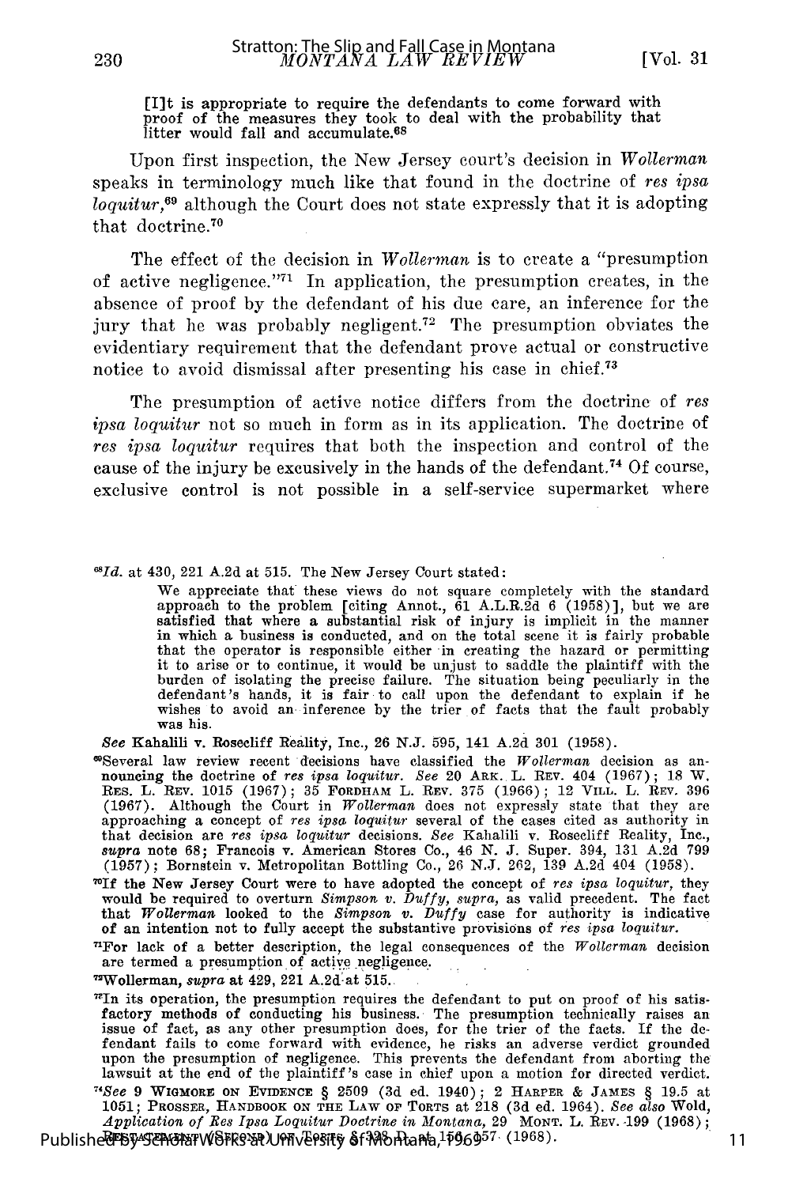> [I]t is appropriate to require the defendants to come forward with proof of the measures they took to deal with the probability that litter would fall and accumulate.[68]

Upon first inspection, the New Jersey court's decision in *Wollerman* speaks in terminology much like that found in the doctrine of *res ipsa loquitur*,[69] although the Court does not state expressly that it is adopting that doctrine.[70]

The effect of the decision in *Wollerman* is to create a "presumption of active negligence."[71] In application, the presumption creates, in the absence of proof by the defendant of his due care, an inference for the jury that he was probably negligent.[72] The presumption obviates the evidentiary requirement that the defendant prove actual or constructive notice to avoid dismissal after presenting his case in chief.[73]

The presumption of active notice differs from the doctrine of *res ipsa loquitur* not so much in form as in its application. The doctrine of *res ipsa loquitur* requires that both the inspection and control of the cause of the injury be excusively in the hands of the defendant.[74] Of course, exclusive control is not possible in a self-service supermarket where

---

[68] *Id.* at 430, 221 A.2d at 515. The New Jersey Court stated:

> We appreciate that these views do not square completely with the standard approach to the problem [citing Annot., 61 A.L.R.2d 6 (1958)], but we are satisfied that where a substantial risk of injury is implicit in the manner in which a business is conducted, and on the total scene it is fairly probable that the operator is responsible either in creating the hazard or permitting it to arise or to continue, it would be unjust to saddle the plaintiff with the burden of isolating the precise failure. The situation being peculiarly in the defendant's hands, it is fair to call upon the defendant to explain if he wishes to avoid an inference by the trier of facts that the fault probably was his.

*See* Kahalili v. Rosecliff Reality, Inc., 26 N.J. 595, 141 A.2d 301 (1958).

[69] Several law review recent decisions have classified the *Wollerman* decision as announcing the doctrine of *res ipsa loquitur*. *See* 20 ARK. L. REV. 404 (1967); 18 W. RES. L. REV. 1015 (1967); 35 FORDHAM L. REV. 375 (1966); 12 VILL. L. REV. 396 (1967). Although the Court in *Wollerman* does not expressly state that they are approaching a concept of *res ipsa loquitur* several of the cases cited as authority in that decision are *res ipsa loquitur* decisions. *See* Kahalili v. Rosecliff Reality, Inc., *supra* note 68; Francois v. American Stores Co., 46 N. J. Super. 394, 131 A.2d 799 (1957); Bornstein v. Metropolitan Bottling Co., 26 N.J. 262, 139 A.2d 404 (1958).

[70] If the New Jersey Court were to have adopted the concept of *res ipsa loquitur*, they would be required to overturn *Simpson v. Duffy, supra*, as valid precedent. The fact that *Wollerman* looked to the *Simpson v. Duffy* case for authority is indicative of an intention not to fully accept the substantive provisions of *res ipsa loquitur*.

[71] For lack of a better description, the legal consequences of the *Wollerman* decision are termed a presumption of active negligence.

[72] Wollerman, *supra* at 429, 221 A.2d at 515.

[73] In its operation, the presumption requires the defendant to put on proof of his satisfactory methods of conducting his business. The presumption technically raises an issue of fact, as any other presumption does, for the trier of the facts. If the defendant fails to come forward with evidence, he risks an adverse verdict grounded upon the presumption of negligence. This prevents the defendant from aborting the lawsuit at the end of the plaintiff's case in chief upon a motion for directed verdict.

[74] *See* 9 WIGMORE ON EVIDENCE § 2509 (3d ed. 1940); 2 HARPER & JAMES § 19.5 at 1051; PROSSER, HANDBOOK ON THE LAW OF TORTS at 218 (3d ed. 1964). *See also* Wold, *Application of Res Ipsa Loquitur Doctrine in Montana*, 29 MONT. L. REV. 199 (1968); RESTATEMENT (SECOND) OF TORTS § 328 D, at 156-157 (1968).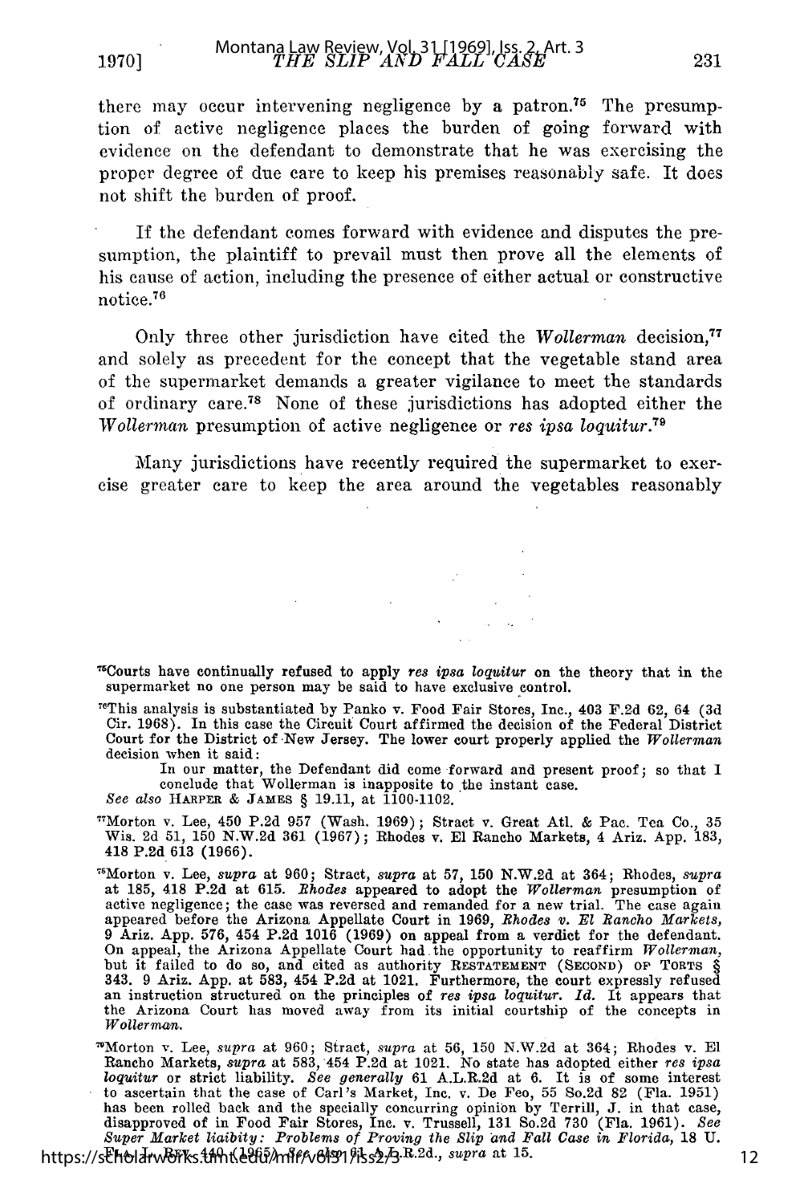there may occur intervening negligence by a patron.[75] The presumption of active negligence places the burden of going forward with evidence on the defendant to demonstrate that he was exercising the proper degree of due care to keep his premises reasonably safe. It does not shift the burden of proof.

If the defendant comes forward with evidence and disputes the presumption, the plaintiff to prevail must then prove all the elements of his cause of action, including the presence of either actual or constructive notice.[76]

Only three other jurisdiction have cited the *Wollerman* decision,[77] and solely as precedent for the concept that the vegetable stand area of the supermarket demands a greater vigilance to meet the standards of ordinary care.[78] None of these jurisdictions has adopted either the *Wollerman* presumption of active negligence or *res ipsa loquitur*.[79]

Many jurisdictions have recently required the supermarket to exercise greater care to keep the area around the vegetables reasonably

---

[75]Courts have continually refused to apply *res ipsa loquitur* on the theory that in the supermarket no one person may be said to have exclusive control.

[76]This analysis is substantiated by Panko v. Food Fair Stores, Inc., 403 F.2d 62, 64 (3d Cir. 1968). In this case the Circuit Court affirmed the decision of the Federal District Court for the District of New Jersey. The lower court properly applied the *Wollerman* decision when it said:

> In our matter, the Defendant did come forward and present proof; so that I conclude that Wollerman is inapposite to the instant case.

*See also* HARPER & JAMES § 19.11, at 1100-1102.

[77]Morton v. Lee, 450 P.2d 957 (Wash. 1969); Stract v. Great Atl. & Pac. Tea Co., 35 Wis. 2d 51, 150 N.W.2d 361 (1967); Rhodes v. El Rancho Markets, 4 Ariz. App. 183, 418 P.2d 613 (1966).

[78]Morton v. Lee, *supra* at 960; Stract, *supra* at 57, 150 N.W.2d at 364; Rhodes, *supra* at 185, 418 P.2d at 615. *Rhodes* appeared to adopt the *Wollerman* presumption of active negligence; the case was reversed and remanded for a new trial. The case again appeared before the Arizona Appellate Court in 1969, *Rhodes v. El Rancho Markets*, 9 Ariz. App. 576, 454 P.2d 1016 (1969) on appeal from a verdict for the defendant. On appeal, the Arizona Appellate Court had the opportunity to reaffirm *Wollerman*, but it failed to do so, and cited as authority RESTATEMENT (SECOND) OF TORTS § 343. 9 Ariz. App. at 583, 454 P.2d at 1021. Furthermore, the court expressly refused an instruction structured on the principles of *res ipsa loquitur*. *Id.* It appears that the Arizona Court has moved away from its initial courtship of the concepts in *Wollerman*.

[79]Morton v. Lee, *supra* at 960; Stract, *supra* at 56, 150 N.W.2d at 364; Rhodes v. El Rancho Markets, *supra* at 583, 454 P.2d at 1021. No state has adopted either *res ipsa loquitur* or strict liability. *See generally* 61 A.L.R.2d at 6. It is of some interest to ascertain that the case of Carl's Market, Inc. v. De Feo, 55 So.2d 82 (Fla. 1951) has been rolled back and the specially concurring opinion by Terrill, J. in that case, disapproved of in Food Fair Stores, Inc. v. Trussell, 131 So.2d 730 (Fla. 1961). *See Super Market liaibity: Problems of Proving the Slip and Fall Case in Florida*, 18 U. FLA. L. REV. 440 (1965). *See also* 61 A.L.R.2d., *supra* at 15.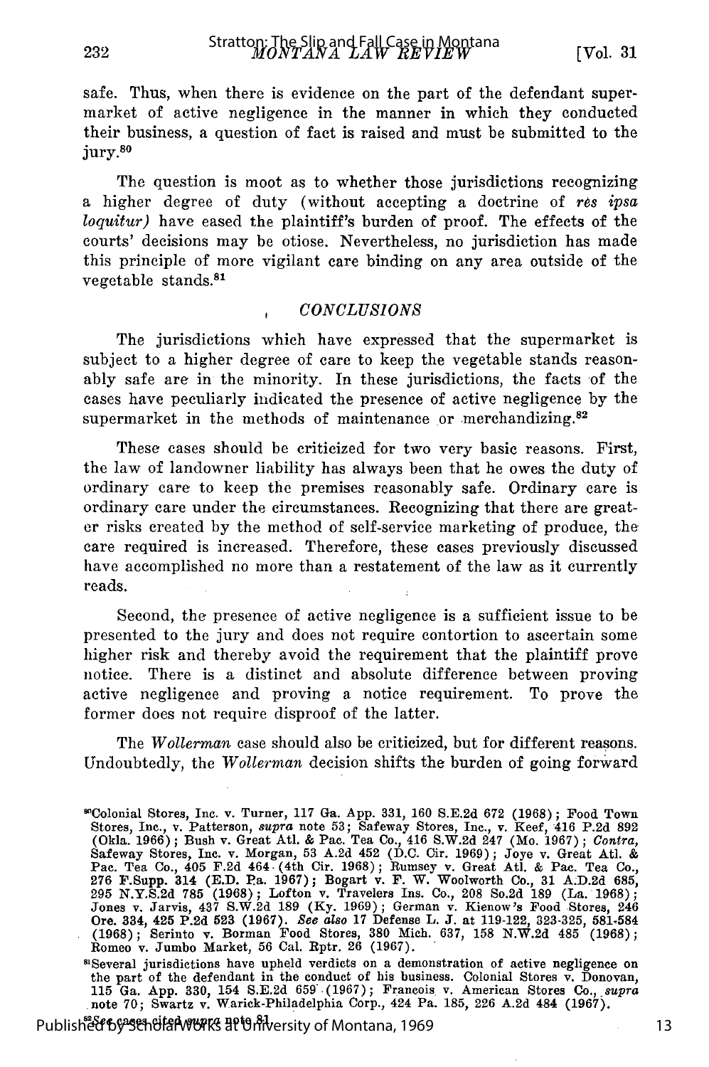safe. Thus, when there is evidence on the part of the defendant supermarket of active negligence in the manner in which they conducted their business, a question of fact is raised and must be submitted to the jury.[80]

The question is moot as to whether those jurisdictions recognizing a higher degree of duty (without accepting a doctrine of *rès ipsa loquitur)* have eased the plaintiff's burden of proof. The effects of the courts' decisions may be otiose. Nevertheless, no jurisdiction has made this principle of more vigilant care binding on any area outside of the vegetable stands.[81]

## CONCLUSIONS

The jurisdictions which have expressed that the supermarket is subject to a higher degree of care to keep the vegetable stands reasonably safe are in the minority. In these jurisdictions, the facts of the cases have peculiarly indicated the presence of active negligence by the supermarket in the methods of maintenance or merchandizing.[82]

These cases should be criticized for two very basic reasons. First, the law of landowner liability has always been that he owes the duty of ordinary care to keep the premises reasonably safe. Ordinary care is ordinary care under the circumstances. Recognizing that there are greater risks created by the method of self-service marketing of produce, the care required is increased. Therefore, these cases previously discussed have accomplished no more than a restatement of the law as it currently reads.

Second, the presence of active negligence is a sufficient issue to be presented to the jury and does not require contortion to ascertain some higher risk and thereby avoid the requirement that the plaintiff prove notice. There is a distinct and absolute difference between proving active negligence and proving a notice requirement. To prove the former does not require disproof of the latter.

The *Wollerman* case should also be criticized, but for different reasons. Undoubtedly, the *Wollerman* decision shifts the burden of going forward

[80] Colonial Stores, Inc. v. Turner, 117 Ga. App. 331, 160 S.E.2d 672 (1968); Food Town Stores, Inc., v. Patterson, *supra* note 53; Safeway Stores, Inc., v. Keef, 416 P.2d 892 (Okla. 1966); Bush v. Great Atl. & Pac. Tea Co., 416 S.W.2d 247 (Mo. 1967); *Contra,* Safeway Stores, Inc. v. Morgan, 53 A.2d 452 (D.C. Cir. 1969); Joye v. Great Atl. & Pac. Tea Co., 405 F.2d 464 (4th Cir. 1968); Rumsey v. Great Atl. & Pac. Tea Co., 276 F.Supp. 314 (E.D. Pa. 1967); Bogart v. F. W. Woolworth Co., 31 A.D.2d 685, 295 N.Y.S.2d 785 (1968); Lofton v. Travelers Ins. Co., 208 So.2d 189 (La. 1968); Jones v. Jarvis, 437 S.W.2d 189 (Ky. 1969); German v. Kienow's Food Stores, 246 Ore. 334, 425 P.2d 523 (1967). *See also* 17 Defense L. J. at 119-122, 323-325, 581-584 (1968); Serinto v. Borman Food Stores, 380 Mich. 637, 158 N.W.2d 485 (1968); Romeo v. Jumbo Market, 56 Cal. Rptr. 26 (1967).

[81] Several jurisdictions have upheld verdicts on a demonstration of active negligence on the part of the defendant in the conduct of his business. Colonial Stores v. Donovan, 115 Ga. App. 330, 154 S.E.2d 659 (1967); Francois v. American Stores Co., *supra* note 70; Swartz v. Warick-Philadelphia Corp., 424 Pa. 185, 226 A.2d 484 (1967).

[82] *See* cases cited *supra* note 81.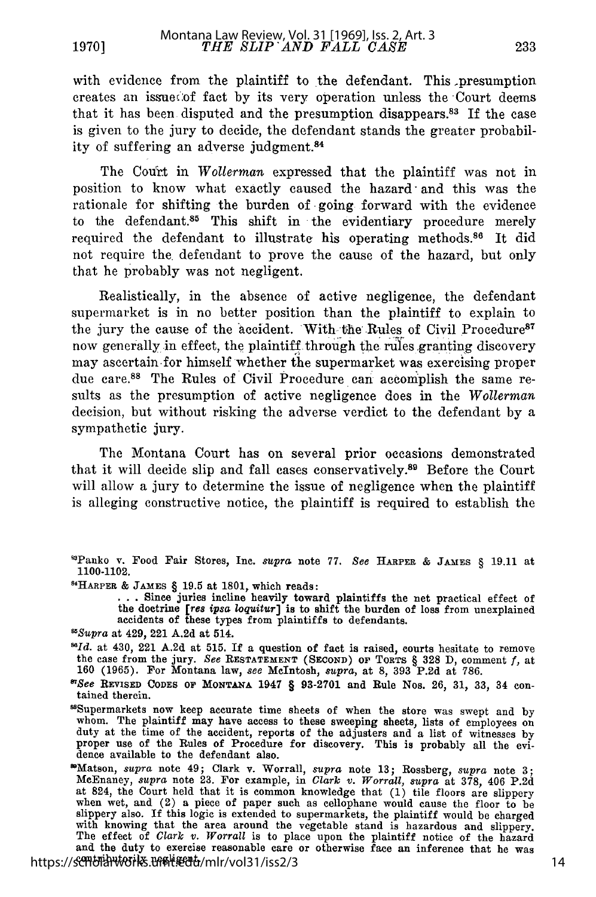with evidence from the plaintiff to the defendant. This presumption creates an issue of fact by its very operation unless the Court deems that it has been disputed and the presumption disappears.[83] If the case is given to the jury to decide, the defendant stands the greater probability of suffering an adverse judgment.[84]

The Court in *Wollerman* expressed that the plaintiff was not in position to know what exactly caused the hazard and this was the rationale for shifting the burden of going forward with the evidence to the defendant.[85] This shift in the evidentiary procedure merely required the defendant to illustrate his operating methods.[86] It did not require the defendant to prove the cause of the hazard, but only that he probably was not negligent.

Realistically, in the absence of active negligence, the defendant supermarket is in no better position than the plaintiff to explain to the jury the cause of the accident. With the Rules of Civil Procedure[87] now generally in effect, the plaintiff through the rules granting discovery may ascertain for himself whether the supermarket was exercising proper due care.[88] The Rules of Civil Procedure can accomplish the same results as the presumption of active negligence does in the *Wollerman* decision, but without risking the adverse verdict to the defendant by a sympathetic jury.

The Montana Court has on several prior occasions demonstrated that it will decide slip and fall cases conservatively.[89] Before the Court will allow a jury to determine the issue of negligence when the plaintiff is alleging constructive notice, the plaintiff is required to establish the

---

[83]Panko v. Food Fair Stores, Inc. *supra* note 77. *See* HARPER & JAMES § 19.11 at 1100-1102.

[84]HARPER & JAMES § 19.5 at 1801, which reads:

> . . . Since juries incline heavily toward plaintiffs the net practical effect of the doctrine [*res ipsa loquitur*] is to shift the burden of loss from unexplained accidents of these types from plaintiffs to defendants.

[85]*Supra* at 429, 221 A.2d at 514.

[86]*Id.* at 430, 221 A.2d at 515. If a question of fact is raised, courts hesitate to remove the case from the jury. *See* RESTATEMENT (SECOND) OF TORTS § 328 D, comment *f*, at 160 (1965). For Montana law, *see* McIntosh, *supra*, at 8, 393 P.2d at 786.

[87]*See* REVISED CODES OF MONTANA 1947 § 93-2701 and Rule Nos. 26, 31, 33, 34 contained therein.

[88]Supermarkets now keep accurate time sheets of when the store was swept and by whom. The plaintiff may have access to these sweeping sheets, lists of employees on duty at the time of the accident, reports of the adjusters and a list of witnesses by proper use of the Rules of Procedure for discovery. This is probably all the evidence available to the defendant also.

[89]Matson, *supra* note 49; Clark v. Worrall, *supra* note 13; Rossberg, *supra* note 3; McEnaney, *supra* note 23. For example, in *Clark v. Worrall, supra* at 378, 406 P.2d at 824, the Court held that it is common knowledge that (1) tile floors are slippery when wet, and (2) a piece of paper such as cellophane would cause the floor to be slippery also. If this logic is extended to supermarkets, the plaintiff would be charged with knowing that the area around the vegetable stand is hazardous and slippery. The effect of *Clark v. Worrall* is to place upon the plaintiff notice of the hazard and the duty to exercise reasonable care or otherwise face an inference that he was contributorily negligent.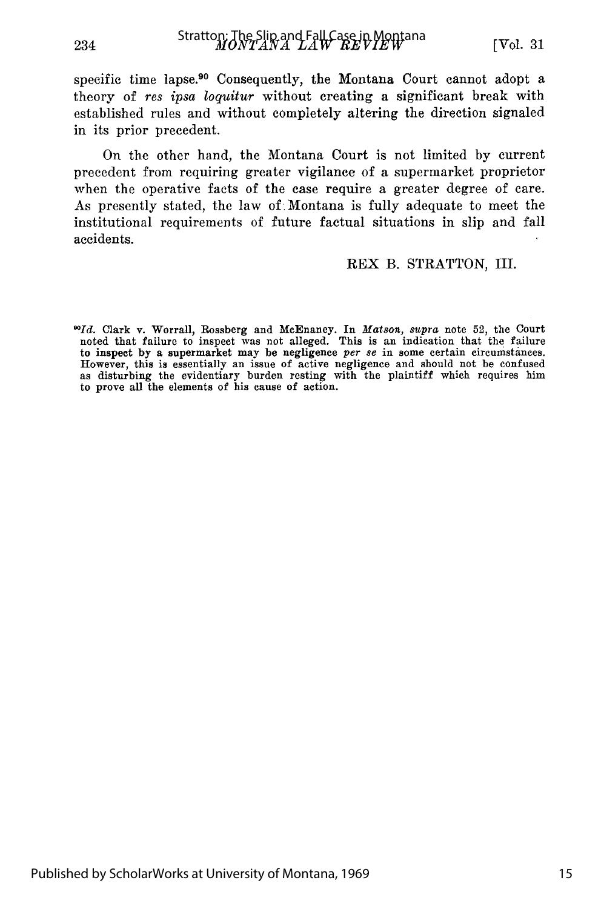specific time lapse.[90] Consequently, the Montana Court cannot adopt a theory of *res ipsa loquitur* without creating a significant break with established rules and without completely altering the direction signaled in its prior precedent.

On the other hand, the Montana Court is not limited by current precedent from requiring greater vigilance of a supermarket proprietor when the operative facts of the case require a greater degree of care. As presently stated, the law of Montana is fully adequate to meet the institutional requirements of future factual situations in slip and fall accidents.

REX B. STRATTON, III.

[90]*Id.* Clark v. Worrall, Rossberg and McEnaney. In *Matson, supra* note 52, the Court noted that failure to inspect was not alleged. This is an indication that the failure to inspect by a supermarket may be negligence *per se* in some certain circumstances. However, this is essentially an issue of active negligence and should not be confused as disturbing the evidentiary burden resting with the plaintiff which requires him to prove all the elements of his cause of action.